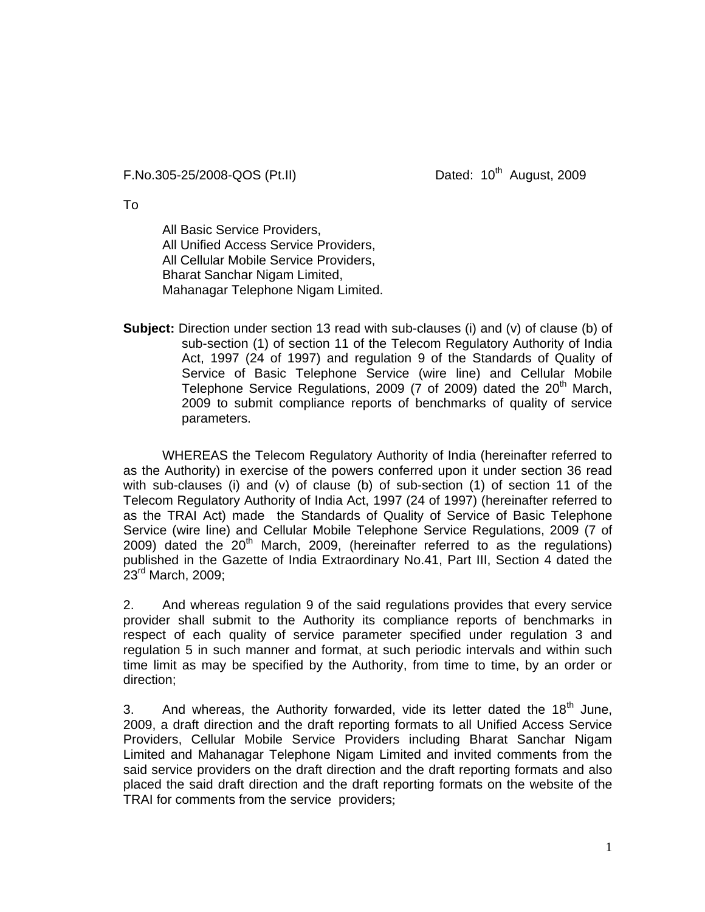F.No.305-25/2008-QOS (Pt.II) Dated: 10th August, 2009

To

All Basic Service Providers,
All Unified Access Service Providers,
All Cellular Mobile Service Providers,
Bharat Sanchar Nigam Limited,
Mahanagar Telephone Nigam Limited.

**Subject:** Direction under section 13 read with sub-clauses (i) and (v) of clause (b) of sub-section (1) of section 11 of the Telecom Regulatory Authority of India Act, 1997 (24 of 1997) and regulation 9 of the Standards of Quality of Service of Basic Telephone Service (wire line) and Cellular Mobile Telephone Service Regulations, 2009 (7 of 2009) dated the 20th March, 2009 to submit compliance reports of benchmarks of quality of service parameters.

WHEREAS the Telecom Regulatory Authority of India (hereinafter referred to as the Authority) in exercise of the powers conferred upon it under section 36 read with sub-clauses (i) and (v) of clause (b) of sub-section (1) of section 11 of the Telecom Regulatory Authority of India Act, 1997 (24 of 1997) (hereinafter referred to as the TRAI Act) made the Standards of Quality of Service of Basic Telephone Service (wire line) and Cellular Mobile Telephone Service Regulations, 2009 (7 of 2009) dated the 20th March, 2009, (hereinafter referred to as the regulations) published in the Gazette of India Extraordinary No.41, Part III, Section 4 dated the 23rd March, 2009;

2. And whereas regulation 9 of the said regulations provides that every service provider shall submit to the Authority its compliance reports of benchmarks in respect of each quality of service parameter specified under regulation 3 and regulation 5 in such manner and format, at such periodic intervals and within such time limit as may be specified by the Authority, from time to time, by an order or direction;

3. And whereas, the Authority forwarded, vide its letter dated the 18th June, 2009, a draft direction and the draft reporting formats to all Unified Access Service Providers, Cellular Mobile Service Providers including Bharat Sanchar Nigam Limited and Mahanagar Telephone Nigam Limited and invited comments from the said service providers on the draft direction and the draft reporting formats and also placed the said draft direction and the draft reporting formats on the website of the TRAI for comments from the service providers;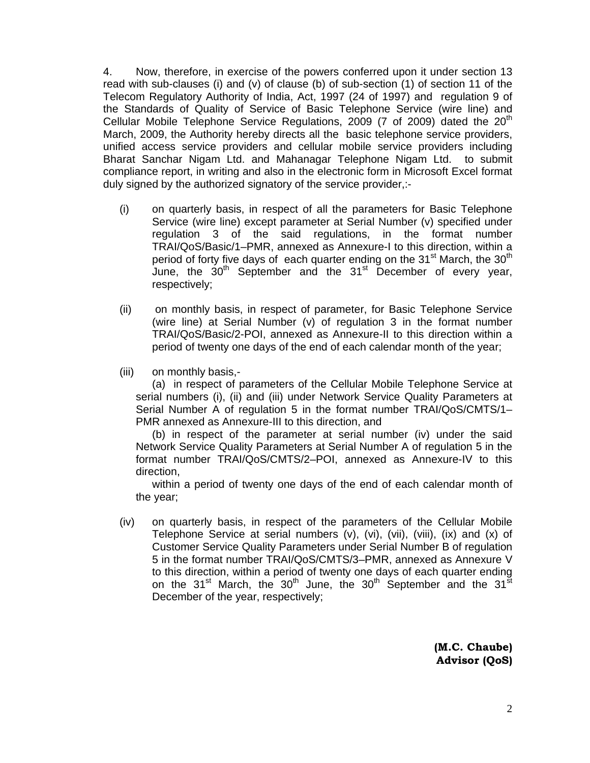4. Now, therefore, in exercise of the powers conferred upon it under section 13 read with sub-clauses (i) and (v) of clause (b) of sub-section (1) of section 11 of the Telecom Regulatory Authority of India, Act, 1997 (24 of 1997) and regulation 9 of the Standards of Quality of Service of Basic Telephone Service (wire line) and Cellular Mobile Telephone Service Regulations, 2009 (7 of 2009) dated the 20th March, 2009, the Authority hereby directs all the basic telephone service providers, unified access service providers and cellular mobile service providers including Bharat Sanchar Nigam Ltd. and Mahanagar Telephone Nigam Ltd. to submit compliance report, in writing and also in the electronic form in Microsoft Excel format duly signed by the authorized signatory of the service provider,:-

(i) on quarterly basis, in respect of all the parameters for Basic Telephone Service (wire line) except parameter at Serial Number (v) specified under regulation 3 of the said regulations, in the format number TRAI/QoS/Basic/1–PMR, annexed as Annexure-I to this direction, within a period of forty five days of each quarter ending on the 31st March, the 30th June, the 30th September and the 31st December of every year, respectively;

(ii) on monthly basis, in respect of parameter, for Basic Telephone Service (wire line) at Serial Number (v) of regulation 3 in the format number TRAI/QoS/Basic/2-POI, annexed as Annexure-II to this direction within a period of twenty one days of the end of each calendar month of the year;

(iii) on monthly basis,-

(a) in respect of parameters of the Cellular Mobile Telephone Service at serial numbers (i), (ii) and (iii) under Network Service Quality Parameters at Serial Number A of regulation 5 in the format number TRAI/QoS/CMTS/1–PMR annexed as Annexure-III to this direction, and

(b) in respect of the parameter at serial number (iv) under the said Network Service Quality Parameters at Serial Number A of regulation 5 in the format number TRAI/QoS/CMTS/2–POI, annexed as Annexure-IV to this direction,

within a period of twenty one days of the end of each calendar month of the year;

(iv) on quarterly basis, in respect of the parameters of the Cellular Mobile Telephone Service at serial numbers (v), (vi), (vii), (viii), (ix) and (x) of Customer Service Quality Parameters under Serial Number B of regulation 5 in the format number TRAI/QoS/CMTS/3–PMR, annexed as Annexure V to this direction, within a period of twenty one days of each quarter ending on the 31st March, the 30th June, the 30th September and the 31st December of the year, respectively;

**(M.C. Chaube)**
**Advisor (QoS)**